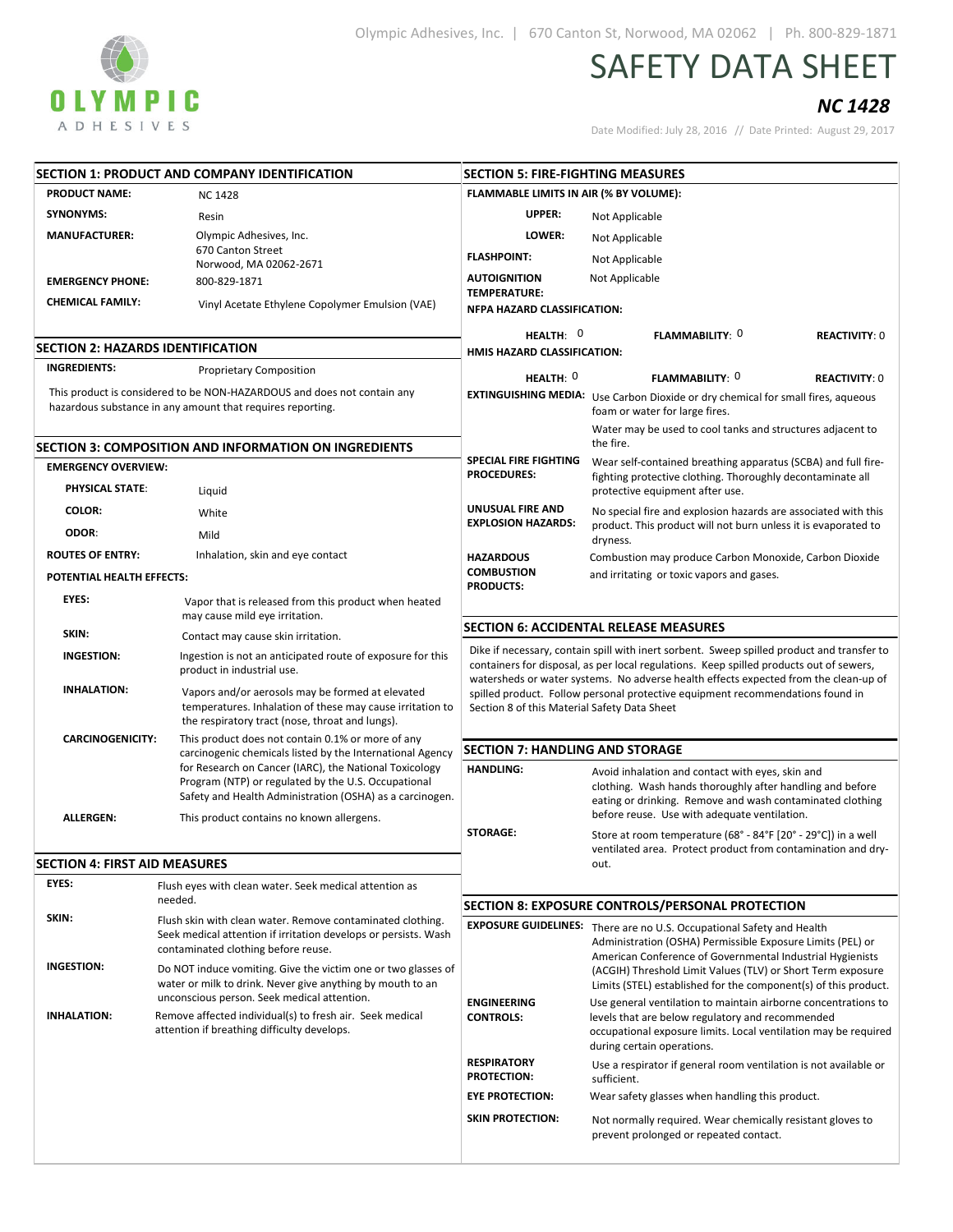Olympic Adhesives, Inc. | 670 Canton St, Norwood, MA 02062 | Ph. 800-829-1871

# SAFETY DATA SHEET

## *NC 1428*

Date Modified: July 28, 2016 // Date Printed: August 29, 2017

## SECTION 1: PRODUCT AND COMPANY IDENTIFICATION

| | |
|---|---|
| **PRODUCT NAME:** | NC 1428 |
| **SYNONYMS:** | Resin |
| **MANUFACTURER:** | Olympic Adhesives, Inc.<br>670 Canton Street<br>Norwood, MA 02062-2671 |
| **EMERGENCY PHONE:** | 800-829-1871 |
| **CHEMICAL FAMILY:** | Vinyl Acetate Ethylene Copolymer Emulsion (VAE) |

## SECTION 2: HAZARDS IDENTIFICATION

**INGREDIENTS:** Proprietary Composition

This product is considered to be NON-HAZARDOUS and does not contain any hazardous substance in any amount that requires reporting.

## SECTION 3: COMPOSITION AND INFORMATION ON INGREDIENTS

**EMERGENCY OVERVIEW:**

| | |
|---|---|
| **PHYSICAL STATE:** | Liquid |
| **COLOR:** | White |
| **ODOR:** | Mild |

**ROUTES OF ENTRY:** Inhalation, skin and eye contact

**POTENTIAL HEALTH EFFECTS:**

| | |
|---|---|
| **EYES:** | Vapor that is released from this product when heated may cause mild eye irritation. |
| **SKIN:** | Contact may cause skin irritation. |
| **INGESTION:** | Ingestion is not an anticipated route of exposure for this product in industrial use. |
| **INHALATION:** | Vapors and/or aerosols may be formed at elevated temperatures. Inhalation of these may cause irritation to the respiratory tract (nose, throat and lungs). |
| **CARCINOGENICITY:** | This product does not contain 0.1% or more of any carcinogenic chemicals listed by the International Agency for Research on Cancer (IARC), the National Toxicology Program (NTP) or regulated by the U.S. Occupational Safety and Health Administration (OSHA) as a carcinogen. |
| **ALLERGEN:** | This product contains no known allergens. |

## SECTION 4: FIRST AID MEASURES

| | |
|---|---|
| **EYES:** | Flush eyes with clean water. Seek medical attention as needed. |
| **SKIN:** | Flush skin with clean water. Remove contaminated clothing. Seek medical attention if irritation develops or persists. Wash contaminated clothing before reuse. |
| **INGESTION:** | Do NOT induce vomiting. Give the victim one or two glasses of water or milk to drink. Never give anything by mouth to an unconscious person. Seek medical attention. |
| **INHALATION:** | Remove affected individual(s) to fresh air. Seek medical attention if breathing difficulty develops. |

## SECTION 5: FIRE-FIGHTING MEASURES

**FLAMMABLE LIMITS IN AIR (% BY VOLUME):**

| | |
|---|---|
| **UPPER:** | Not Applicable |
| **LOWER:** | Not Applicable |
| **FLASHPOINT:** | Not Applicable |
| **AUTOIGNITION TEMPERATURE:** | Not Applicable |

**NFPA HAZARD CLASSIFICATION:**

**HEALTH:** 0 **FLAMMABILITY:** 0 **REACTIVITY:** 0

**HMIS HAZARD CLASSIFICATION:**

**HEALTH:** 0 **FLAMMABILITY:** 0 **REACTIVITY:** 0

| | |
|---|---|
| **EXTINGUISHING MEDIA:** | Use Carbon Dioxide or dry chemical for small fires, aqueous foam or water for large fires.<br>Water may be used to cool tanks and structures adjacent to the fire. |
| **SPECIAL FIRE FIGHTING PROCEDURES:** | Wear self-contained breathing apparatus (SCBA) and full fire-fighting protective clothing. Thoroughly decontaminate all protective equipment after use. |
| **UNUSUAL FIRE AND EXPLOSION HAZARDS:** | No special fire and explosion hazards are associated with this product. This product will not burn unless it is evaporated to dryness. |
| **HAZARDOUS COMBUSTION PRODUCTS:** | Combustion may produce Carbon Monoxide, Carbon Dioxide and irritating or toxic vapors and gases. |

## SECTION 6: ACCIDENTAL RELEASE MEASURES

Dike if necessary, contain spill with inert sorbent. Sweep spilled product and transfer to containers for disposal, as per local regulations. Keep spilled products out of sewers, watersheds or water systems. No adverse health effects expected from the clean-up of spilled product. Follow personal protective equipment recommendations found in Section 8 of this Material Safety Data Sheet

## SECTION 7: HANDLING AND STORAGE

| | |
|---|---|
| **HANDLING:** | Avoid inhalation and contact with eyes, skin and clothing. Wash hands thoroughly after handling and before eating or drinking. Remove and wash contaminated clothing before reuse. Use with adequate ventilation. |
| **STORAGE:** | Store at room temperature (68° - 84°F [20° - 29°C]) in a well ventilated area. Protect product from contamination and dry-out. |

## SECTION 8: EXPOSURE CONTROLS/PERSONAL PROTECTION

| | |
|---|---|
| **EXPOSURE GUIDELINES:** | There are no U.S. Occupational Safety and Health Administration (OSHA) Permissible Exposure Limits (PEL) or American Conference of Governmental Industrial Hygienists (ACGIH) Threshold Limit Values (TLV) or Short Term exposure Limits (STEL) established for the component(s) of this product. |
| **ENGINEERING CONTROLS:** | Use general ventilation to maintain airborne concentrations to levels that are below regulatory and recommended occupational exposure limits. Local ventilation may be required during certain operations. |
| **RESPIRATORY PROTECTION:** | Use a respirator if general room ventilation is not available or sufficient. |
| **EYE PROTECTION:** | Wear safety glasses when handling this product. |
| **SKIN PROTECTION:** | Not normally required. Wear chemically resistant gloves to prevent prolonged or repeated contact. |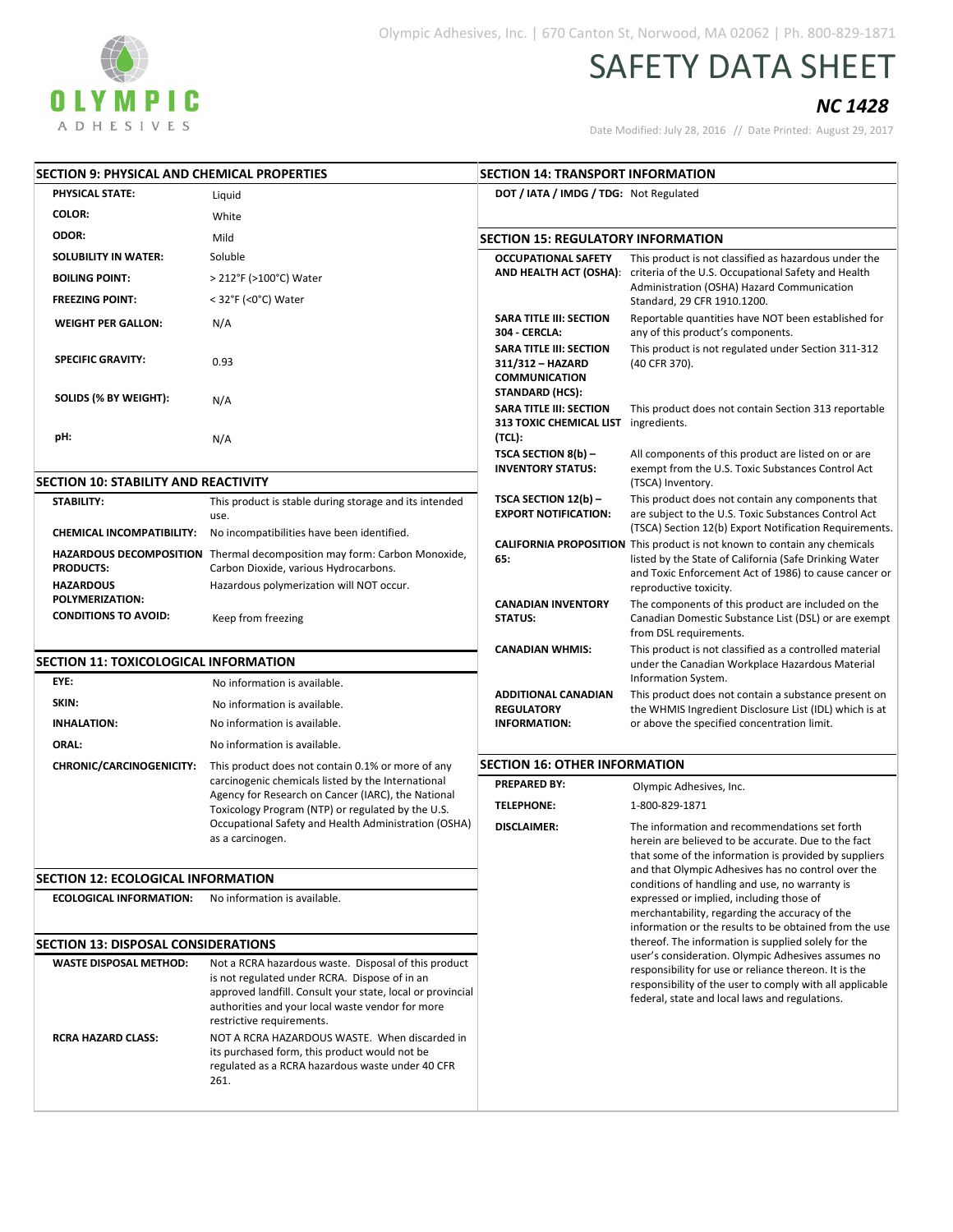# SAFETY DATA SHEET

## *NC 1428*

Date Modified: July 28, 2016 // Date Printed: August 29, 2017

## SECTION 9: PHYSICAL AND CHEMICAL PROPERTIES

| | |
|---|---|
| **PHYSICAL STATE:** | Liquid |
| **COLOR:** | White |
| **ODOR:** | Mild |
| **SOLUBILITY IN WATER:** | Soluble |
| **BOILING POINT:** | > 212°F (>100°C) Water |
| **FREEZING POINT:** | < 32°F (<0°C) Water |
| **WEIGHT PER GALLON:** | N/A |
| **SPECIFIC GRAVITY:** | 0.93 |
| **SOLIDS (% BY WEIGHT):** | N/A |
| **pH:** | N/A |

## SECTION 10: STABILITY AND REACTIVITY

| | |
|---|---|
| **STABILITY:** | This product is stable during storage and its intended use. |
| **CHEMICAL INCOMPATIBILITY:** | No incompatibilities have been identified. |
| **HAZARDOUS DECOMPOSITION PRODUCTS:** | Thermal decomposition may form: Carbon Monoxide, Carbon Dioxide, various Hydrocarbons. |
| **HAZARDOUS POLYMERIZATION:** | Hazardous polymerization will NOT occur. |
| **CONDITIONS TO AVOID:** | Keep from freezing |

## SECTION 11: TOXICOLOGICAL INFORMATION

| | |
|---|---|
| **EYE:** | No information is available. |
| **SKIN:** | No information is available. |
| **INHALATION:** | No information is available. |
| **ORAL:** | No information is available. |
| **CHRONIC/CARCINOGENICITY:** | This product does not contain 0.1% or more of any carcinogenic chemicals listed by the International Agency for Research on Cancer (IARC), the National Toxicology Program (NTP) or regulated by the U.S. Occupational Safety and Health Administration (OSHA) as a carcinogen. |

## SECTION 12: ECOLOGICAL INFORMATION

| | |
|---|---|
| **ECOLOGICAL INFORMATION:** | No information is available. |

## SECTION 13: DISPOSAL CONSIDERATIONS

| | |
|---|---|
| **WASTE DISPOSAL METHOD:** | Not a RCRA hazardous waste. Disposal of this product is not regulated under RCRA. Dispose of in an approved landfill. Consult your state, local or provincial authorities and your local waste vendor for more restrictive requirements. |
| **RCRA HAZARD CLASS:** | NOT A RCRA HAZARDOUS WASTE. When discarded in its purchased form, this product would not be regulated as a RCRA hazardous waste under 40 CFR 261. |

## SECTION 14: TRANSPORT INFORMATION

**DOT / IATA / IMDG / TDG:** Not Regulated

## SECTION 15: REGULATORY INFORMATION

| | |
|---|---|
| **OCCUPATIONAL SAFETY AND HEALTH ACT (OSHA):** | This product is not classified as hazardous under the criteria of the U.S. Occupational Safety and Health Administration (OSHA) Hazard Communication Standard, 29 CFR 1910.1200. |
| **SARA TITLE III: SECTION 304 - CERCLA:** | Reportable quantities have NOT been established for any of this product's components. |
| **SARA TITLE III: SECTION 311/312 – HAZARD COMMUNICATION STANDARD (HCS):** | This product is not regulated under Section 311-312 (40 CFR 370). |
| **SARA TITLE III: SECTION 313 TOXIC CHEMICAL LIST (TCL):** | This product does not contain Section 313 reportable ingredients. |
| **TSCA SECTION 8(b) – INVENTORY STATUS:** | All components of this product are listed on or are exempt from the U.S. Toxic Substances Control Act (TSCA) Inventory. |
| **TSCA SECTION 12(b) – EXPORT NOTIFICATION:** | This product does not contain any components that are subject to the U.S. Toxic Substances Control Act (TSCA) Section 12(b) Export Notification Requirements. |
| **CALIFORNIA PROPOSITION 65:** | This product is not known to contain any chemicals listed by the State of California (Safe Drinking Water and Toxic Enforcement Act of 1986) to cause cancer or reproductive toxicity. |
| **CANADIAN INVENTORY STATUS:** | The components of this product are included on the Canadian Domestic Substance List (DSL) or are exempt from DSL requirements. |
| **CANADIAN WHMIS:** | This product is not classified as a controlled material under the Canadian Workplace Hazardous Material Information System. |
| **ADDITIONAL CANADIAN REGULATORY INFORMATION:** | This product does not contain a substance present on the WHMIS Ingredient Disclosure List (IDL) which is at or above the specified concentration limit. |

## SECTION 16: OTHER INFORMATION

| | |
|---|---|
| **PREPARED BY:** | Olympic Adhesives, Inc. |
| **TELEPHONE:** | 1-800-829-1871 |
| **DISCLAIMER:** | The information and recommendations set forth herein are believed to be accurate. Due to the fact that some of the information is provided by suppliers and that Olympic Adhesives has no control over the conditions of handling and use, no warranty is expressed or implied, including those of merchantability, regarding the accuracy of the information or the results to be obtained from the use thereof. The information is supplied solely for the user's consideration. Olympic Adhesives assumes no responsibility for use or reliance thereon. It is the responsibility of the user to comply with all applicable federal, state and local laws and regulations. |